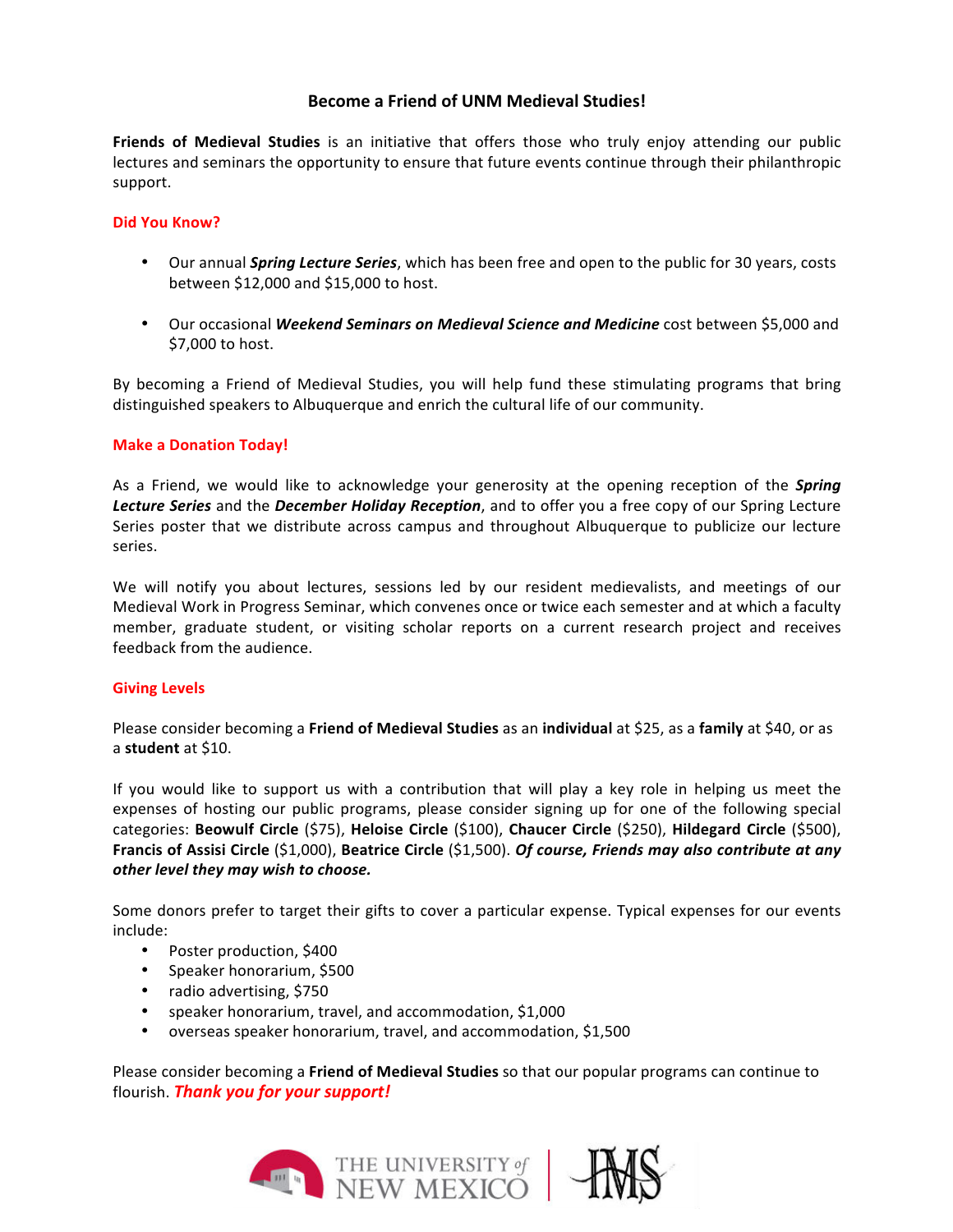# Become a Friend of UNM Medieval Studies!

**Friends of Medieval Studies** is an initiative that offers those who truly enjoy attending our public lectures and seminars the opportunity to ensure that future events continue through their philanthropic support.

## Did You Know?

- Our annual ***Spring Lecture Series***, which has been free and open to the public for 30 years, costs between $12,000 and $15,000 to host.
- Our occasional ***Weekend Seminars on Medieval Science and Medicine*** cost between $5,000 and $7,000 to host.

By becoming a Friend of Medieval Studies, you will help fund these stimulating programs that bring distinguished speakers to Albuquerque and enrich the cultural life of our community.

## Make a Donation Today!

As a Friend, we would like to acknowledge your generosity at the opening reception of the ***Spring Lecture Series*** and the ***December Holiday Reception***, and to offer you a free copy of our Spring Lecture Series poster that we distribute across campus and throughout Albuquerque to publicize our lecture series.

We will notify you about lectures, sessions led by our resident medievalists, and meetings of our Medieval Work in Progress Seminar, which convenes once or twice each semester and at which a faculty member, graduate student, or visiting scholar reports on a current research project and receives feedback from the audience.

## Giving Levels

Please consider becoming a **Friend of Medieval Studies** as an **individual** at $25, as a **family** at $40, or as a **student** at $10.

If you would like to support us with a contribution that will play a key role in helping us meet the expenses of hosting our public programs, please consider signing up for one of the following special categories: **Beowulf Circle** ($75), **Heloise Circle** ($100), **Chaucer Circle** ($250), **Hildegard Circle** ($500), **Francis of Assisi Circle** ($1,000), **Beatrice Circle** ($1,500). ***Of course, Friends may also contribute at any other level they may wish to choose.***

Some donors prefer to target their gifts to cover a particular expense. Typical expenses for our events include:

- Poster production, $400
- Speaker honorarium, $500
- radio advertising, $750
- speaker honorarium, travel, and accommodation, $1,000
- overseas speaker honorarium, travel, and accommodation, $1,500

Please consider becoming a **Friend of Medieval Studies** so that our popular programs can continue to flourish. ***Thank you for your support!***

THE UNIVERSITY of NEW MEXICO | IMS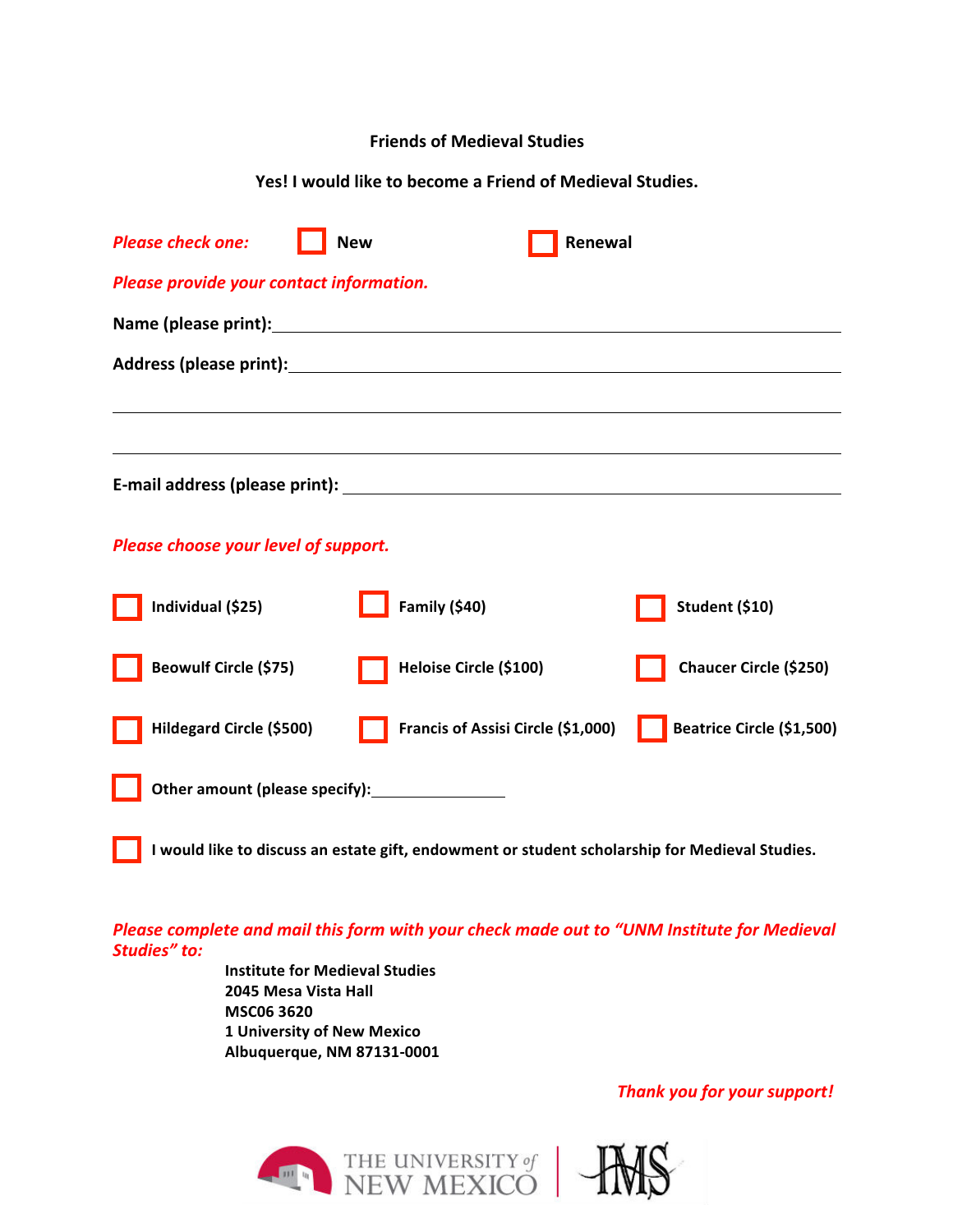**Friends of Medieval Studies**

**Yes! I would like to become a Friend of Medieval Studies.**

***Please check one:*** ☐ **New** ☐ **Renewal**

***Please provide your contact information.***

**Name (please print):** ______________________________________________

**Address (please print):** ______________________________________________

______________________________________________

______________________________________________

**E-mail address (please print):** ______________________________________________

***Please choose your level of support.***

| | | |
|---|---|---|
| ☐ **Individual ($25)** | ☐ **Family ($40)** | ☐ **Student ($10)** |
| ☐ **Beowulf Circle ($75)** | ☐ **Heloise Circle ($100)** | ☐ **Chaucer Circle ($250)** |
| ☐ **Hildegard Circle ($500)** | ☐ **Francis of Assisi Circle ($1,000)** | ☐ **Beatrice Circle ($1,500)** |

☐ **Other amount (please specify):** ________________

☐ **I would like to discuss an estate gift, endowment or student scholarship for Medieval Studies.**

***Please complete and mail this form with your check made out to "UNM Institute for Medieval Studies" to:***

**Institute for Medieval Studies**
**2045 Mesa Vista Hall**
**MSC06 3620**
**1 University of New Mexico**
**Albuquerque, NM 87131-0001**

***Thank you for your support!***

THE UNIVERSITY of NEW MEXICO | IMS